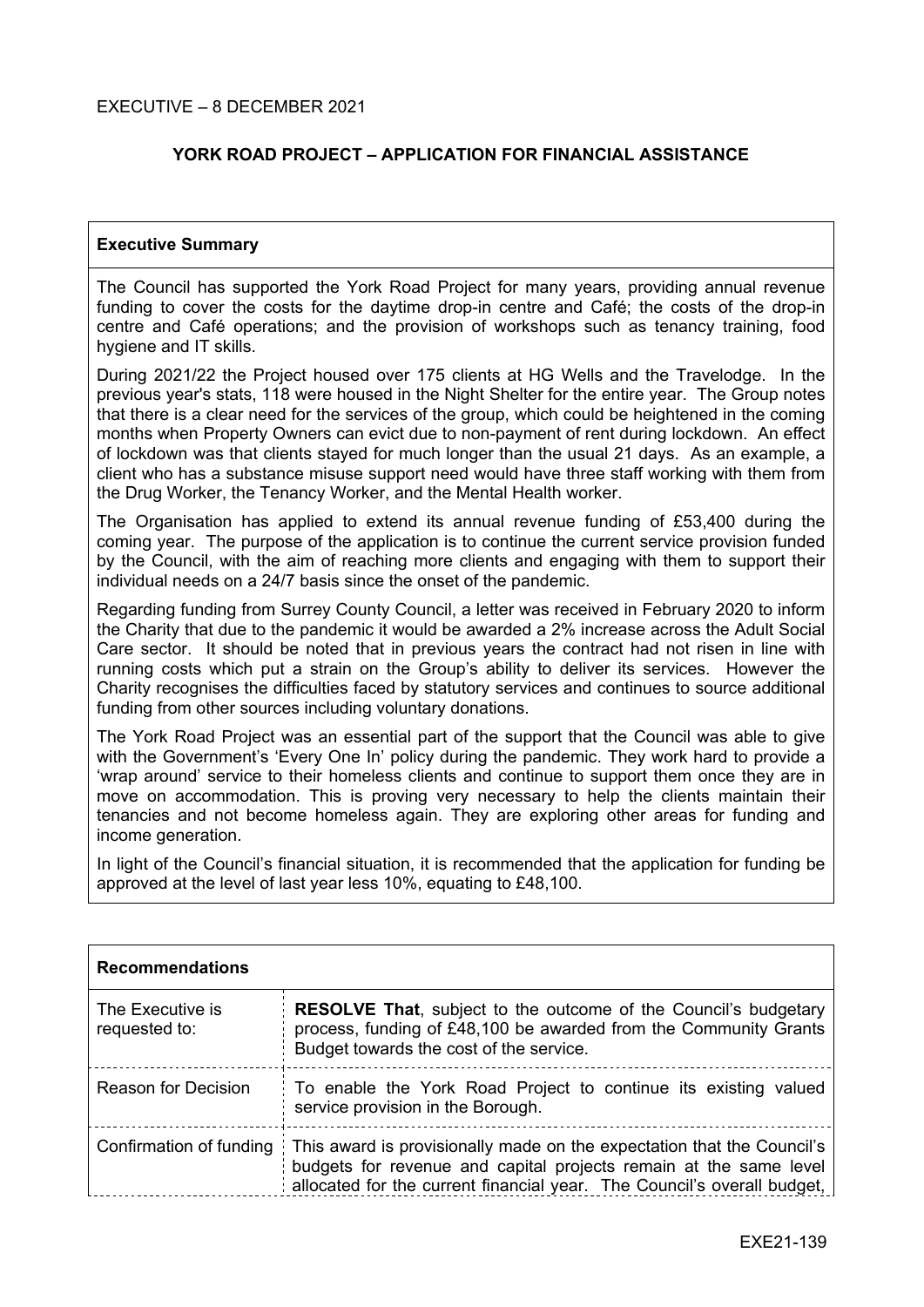EXECUTIVE – 8 DECEMBER 2021

# YORK ROAD PROJECT – APPLICATION FOR FINANCIAL ASSISTANCE

## Executive Summary

The Council has supported the York Road Project for many years, providing annual revenue funding to cover the costs for the daytime drop-in centre and Café; the costs of the drop-in centre and Café operations; and the provision of workshops such as tenancy training, food hygiene and IT skills.

During 2021/22 the Project housed over 175 clients at HG Wells and the Travelodge. In the previous year's stats, 118 were housed in the Night Shelter for the entire year. The Group notes that there is a clear need for the services of the group, which could be heightened in the coming months when Property Owners can evict due to non-payment of rent during lockdown. An effect of lockdown was that clients stayed for much longer than the usual 21 days. As an example, a client who has a substance misuse support need would have three staff working with them from the Drug Worker, the Tenancy Worker, and the Mental Health worker.

The Organisation has applied to extend its annual revenue funding of £53,400 during the coming year. The purpose of the application is to continue the current service provision funded by the Council, with the aim of reaching more clients and engaging with them to support their individual needs on a 24/7 basis since the onset of the pandemic.

Regarding funding from Surrey County Council, a letter was received in February 2020 to inform the Charity that due to the pandemic it would be awarded a 2% increase across the Adult Social Care sector. It should be noted that in previous years the contract had not risen in line with running costs which put a strain on the Group's ability to deliver its services. However the Charity recognises the difficulties faced by statutory services and continues to source additional funding from other sources including voluntary donations.

The York Road Project was an essential part of the support that the Council was able to give with the Government's 'Every One In' policy during the pandemic. They work hard to provide a 'wrap around' service to their homeless clients and continue to support them once they are in move on accommodation. This is proving very necessary to help the clients maintain their tenancies and not become homeless again. They are exploring other areas for funding and income generation.

In light of the Council's financial situation, it is recommended that the application for funding be approved at the level of last year less 10%, equating to £48,100.

| Recommendations | |
|---|---|
| The Executive is requested to: | **RESOLVE That**, subject to the outcome of the Council's budgetary process, funding of £48,100 be awarded from the Community Grants Budget towards the cost of the service. |
| Reason for Decision | To enable the York Road Project to continue its existing valued service provision in the Borough. |
| Confirmation of funding | This award is provisionally made on the expectation that the Council's budgets for revenue and capital projects remain at the same level allocated for the current financial year. The Council's overall budget, |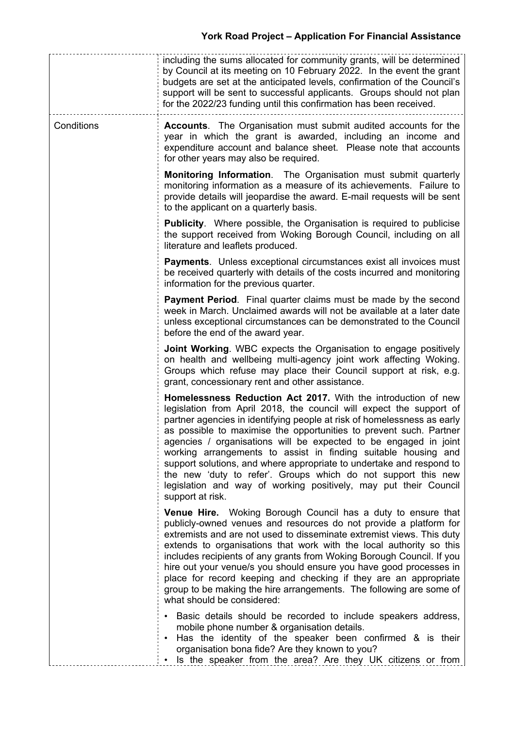| | |
|---|---|
| | including the sums allocated for community grants, will be determined by Council at its meeting on 10 February 2022. In the event the grant budgets are set at the anticipated levels, confirmation of the Council's support will be sent to successful applicants. Groups should not plan for the 2022/23 funding until this confirmation has been received. |
| Conditions | **Accounts**. The Organisation must submit audited accounts for the year in which the grant is awarded, including an income and expenditure account and balance sheet. Please note that accounts for other years may also be required.<br><br>**Monitoring Information**. The Organisation must submit quarterly monitoring information as a measure of its achievements. Failure to provide details will jeopardise the award. E-mail requests will be sent to the applicant on a quarterly basis.<br><br>**Publicity**. Where possible, the Organisation is required to publicise the support received from Woking Borough Council, including on all literature and leaflets produced.<br><br>**Payments**. Unless exceptional circumstances exist all invoices must be received quarterly with details of the costs incurred and monitoring information for the previous quarter.<br><br>**Payment Period**. Final quarter claims must be made by the second week in March. Unclaimed awards will not be available at a later date unless exceptional circumstances can be demonstrated to the Council before the end of the award year.<br><br>**Joint Working**. WBC expects the Organisation to engage positively on health and wellbeing multi-agency joint work affecting Woking. Groups which refuse may place their Council support at risk, e.g. grant, concessionary rent and other assistance.<br><br>**Homelessness Reduction Act 2017.** With the introduction of new legislation from April 2018, the council will expect the support of partner agencies in identifying people at risk of homelessness as early as possible to maximise the opportunities to prevent such. Partner agencies / organisations will be expected to be engaged in joint working arrangements to assist in finding suitable housing and support solutions, and where appropriate to undertake and respond to the new 'duty to refer'. Groups which do not support this new legislation and way of working positively, may put their Council support at risk.<br><br>**Venue Hire.** Woking Borough Council has a duty to ensure that publicly-owned venues and resources do not provide a platform for extremists and are not used to disseminate extremist views. This duty extends to organisations that work with the local authority so this includes recipients of any grants from Woking Borough Council. If you hire out your venue/s you should ensure you have good processes in place for record keeping and checking if they are an appropriate group to be making the hire arrangements. The following are some of what should be considered:<br><br>• Basic details should be recorded to include speakers address, mobile phone number & organisation details.<br>• Has the identity of the speaker been confirmed & is their organisation bona fide? Are they known to you?<br>• Is the speaker from the area? Are they UK citizens or from |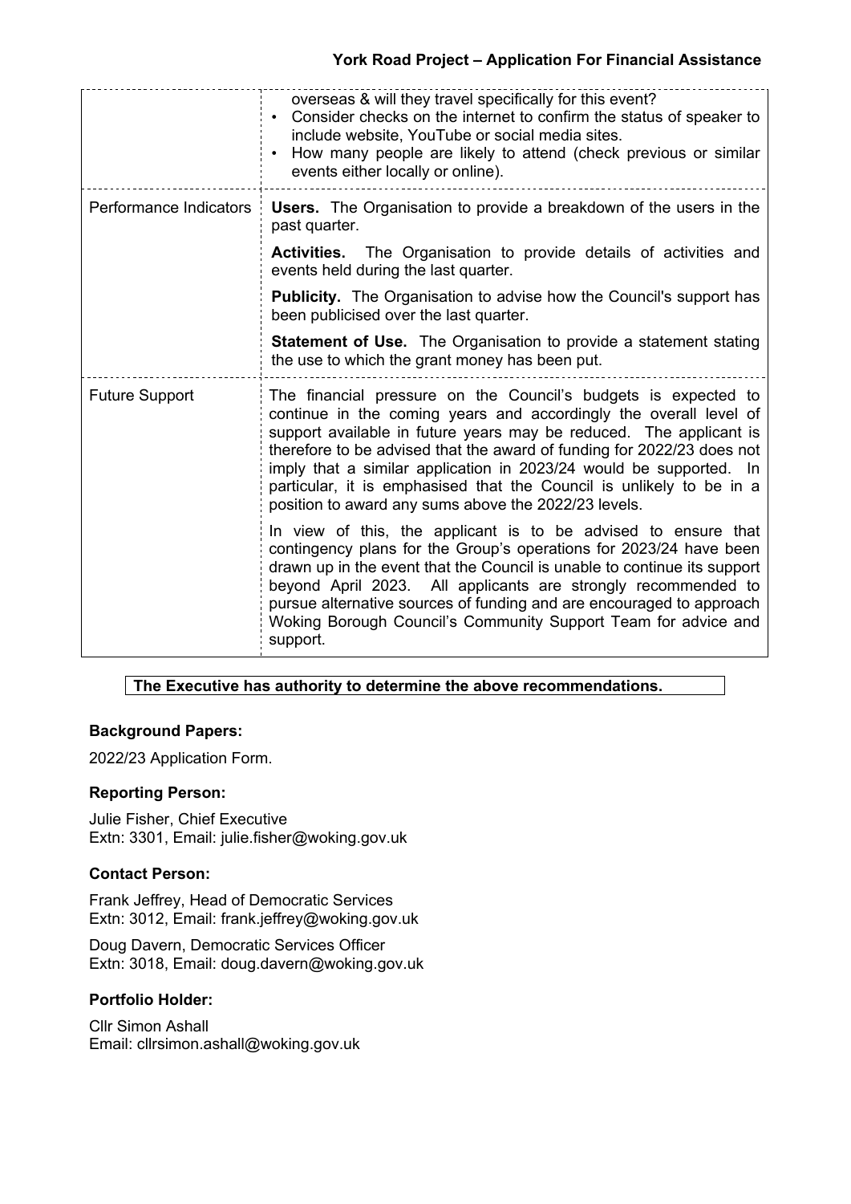| | |
|---|---|
| | overseas & will they travel specifically for this event?<br>• Consider checks on the internet to confirm the status of speaker to include website, YouTube or social media sites.<br>• How many people are likely to attend (check previous or similar events either locally or online). |
| Performance Indicators | **Users.** The Organisation to provide a breakdown of the users in the past quarter.<br><br>**Activities.** The Organisation to provide details of activities and events held during the last quarter.<br><br>**Publicity.** The Organisation to advise how the Council's support has been publicised over the last quarter.<br><br>**Statement of Use.** The Organisation to provide a statement stating the use to which the grant money has been put. |
| Future Support | The financial pressure on the Council's budgets is expected to continue in the coming years and accordingly the overall level of support available in future years may be reduced. The applicant is therefore to be advised that the award of funding for 2022/23 does not imply that a similar application in 2023/24 would be supported. In particular, it is emphasised that the Council is unlikely to be in a position to award any sums above the 2022/23 levels.<br><br>In view of this, the applicant is to be advised to ensure that contingency plans for the Group's operations for 2023/24 have been drawn up in the event that the Council is unable to continue its support beyond April 2023. All applicants are strongly recommended to pursue alternative sources of funding and are encouraged to approach Woking Borough Council's Community Support Team for advice and support. |

**The Executive has authority to determine the above recommendations.**

### Background Papers:

2022/23 Application Form.

### Reporting Person:

Julie Fisher, Chief Executive
Extn: 3301, Email: julie.fisher@woking.gov.uk

### Contact Person:

Frank Jeffrey, Head of Democratic Services
Extn: 3012, Email: frank.jeffrey@woking.gov.uk

Doug Davern, Democratic Services Officer
Extn: 3018, Email: doug.davern@woking.gov.uk

### Portfolio Holder:

Cllr Simon Ashall
Email: cllrsimon.ashall@woking.gov.uk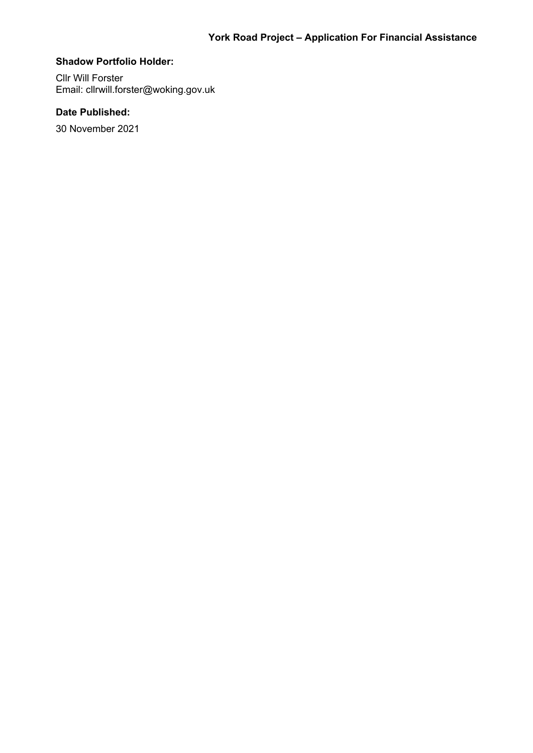**Shadow Portfolio Holder:**

Cllr Will Forster
Email: cllrwill.forster@woking.gov.uk

**Date Published:**

30 November 2021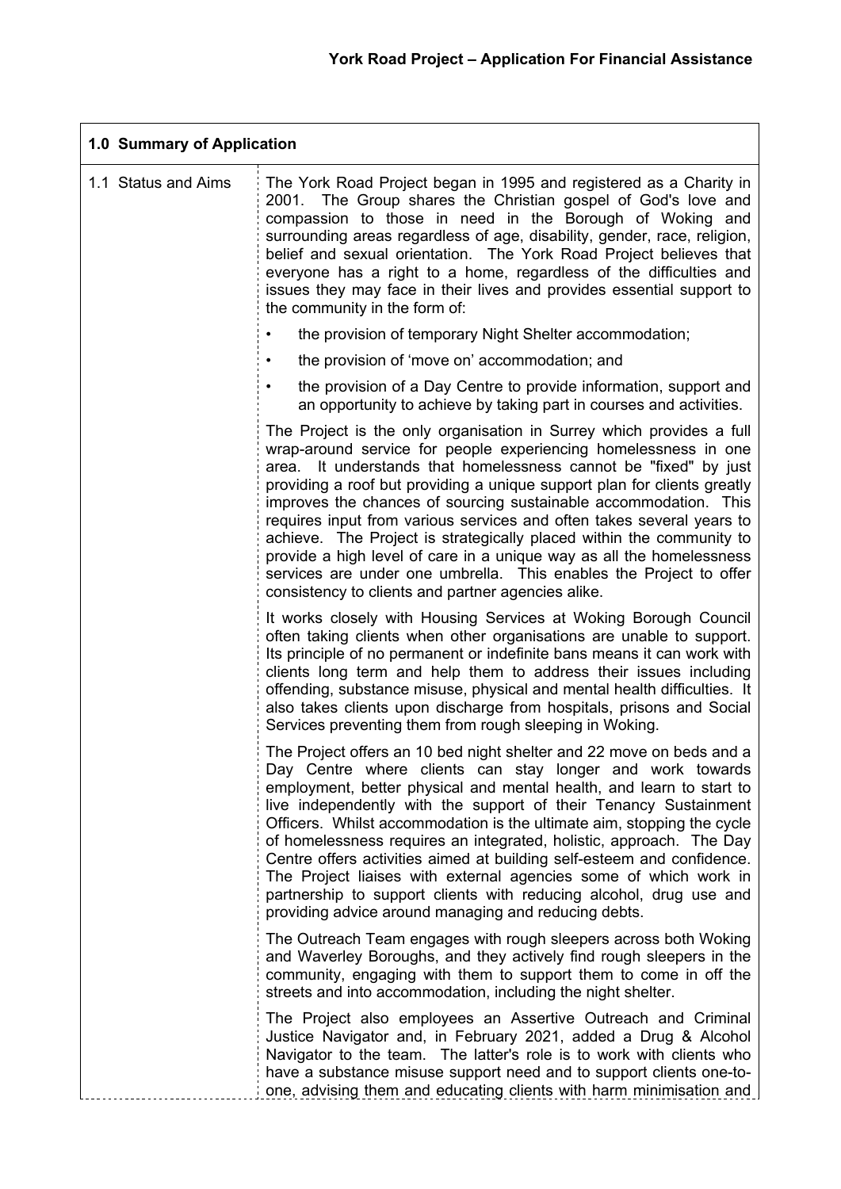| 1.0 Summary of Application | |
|---|---|
| 1.1 Status and Aims | The York Road Project began in 1995 and registered as a Charity in 2001. The Group shares the Christian gospel of God's love and compassion to those in need in the Borough of Woking and surrounding areas regardless of age, disability, gender, race, religion, belief and sexual orientation. The York Road Project believes that everyone has a right to a home, regardless of the difficulties and issues they may face in their lives and provides essential support to the community in the form of:<br>• the provision of temporary Night Shelter accommodation;<br>• the provision of 'move on' accommodation; and<br>• the provision of a Day Centre to provide information, support and an opportunity to achieve by taking part in courses and activities.<br><br>The Project is the only organisation in Surrey which provides a full wrap-around service for people experiencing homelessness in one area. It understands that homelessness cannot be "fixed" by just providing a roof but providing a unique support plan for clients greatly improves the chances of sourcing sustainable accommodation. This requires input from various services and often takes several years to achieve. The Project is strategically placed within the community to provide a high level of care in a unique way as all the homelessness services are under one umbrella. This enables the Project to offer consistency to clients and partner agencies alike.<br><br>It works closely with Housing Services at Woking Borough Council often taking clients when other organisations are unable to support. Its principle of no permanent or indefinite bans means it can work with clients long term and help them to address their issues including offending, substance misuse, physical and mental health difficulties. It also takes clients upon discharge from hospitals, prisons and Social Services preventing them from rough sleeping in Woking.<br><br>The Project offers an 10 bed night shelter and 22 move on beds and a Day Centre where clients can stay longer and work towards employment, better physical and mental health, and learn to start to live independently with the support of their Tenancy Sustainment Officers. Whilst accommodation is the ultimate aim, stopping the cycle of homelessness requires an integrated, holistic, approach. The Day Centre offers activities aimed at building self-esteem and confidence. The Project liaises with external agencies some of which work in partnership to support clients with reducing alcohol, drug use and providing advice around managing and reducing debts.<br><br>The Outreach Team engages with rough sleepers across both Woking and Waverley Boroughs, and they actively find rough sleepers in the community, engaging with them to support them to come in off the streets and into accommodation, including the night shelter.<br><br>The Project also employees an Assertive Outreach and Criminal Justice Navigator and, in February 2021, added a Drug & Alcohol Navigator to the team. The latter's role is to work with clients who have a substance misuse support need and to support clients one-to-one, advising them and educating clients with harm minimisation and |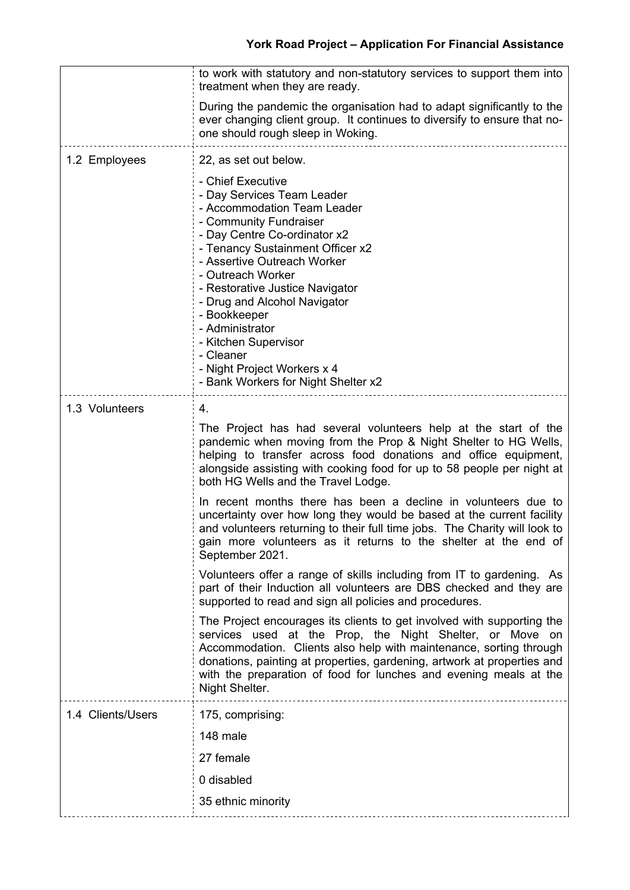| | |
|---|---|
| | to work with statutory and non-statutory services to support them into treatment when they are ready.<br><br>During the pandemic the organisation had to adapt significantly to the ever changing client group. It continues to diversify to ensure that no-one should rough sleep in Woking. |
| 1.2 Employees | 22, as set out below.<br><br>- Chief Executive<br>- Day Services Team Leader<br>- Accommodation Team Leader<br>- Community Fundraiser<br>- Day Centre Co-ordinator x2<br>- Tenancy Sustainment Officer x2<br>- Assertive Outreach Worker<br>- Outreach Worker<br>- Restorative Justice Navigator<br>- Drug and Alcohol Navigator<br>- Bookkeeper<br>- Administrator<br>- Kitchen Supervisor<br>- Cleaner<br>- Night Project Workers x 4<br>- Bank Workers for Night Shelter x2 |
| 1.3 Volunteers | 4.<br><br>The Project has had several volunteers help at the start of the pandemic when moving from the Prop & Night Shelter to HG Wells, helping to transfer across food donations and office equipment, alongside assisting with cooking food for up to 58 people per night at both HG Wells and the Travel Lodge.<br><br>In recent months there has been a decline in volunteers due to uncertainty over how long they would be based at the current facility and volunteers returning to their full time jobs. The Charity will look to gain more volunteers as it returns to the shelter at the end of September 2021.<br><br>Volunteers offer a range of skills including from IT to gardening. As part of their Induction all volunteers are DBS checked and they are supported to read and sign all policies and procedures.<br><br>The Project encourages its clients to get involved with supporting the services used at the Prop, the Night Shelter, or Move on Accommodation. Clients also help with maintenance, sorting through donations, painting at properties, gardening, artwork at properties and with the preparation of food for lunches and evening meals at the Night Shelter. |
| 1.4 Clients/Users | 175, comprising:<br><br>148 male<br><br>27 female<br><br>0 disabled<br><br>35 ethnic minority |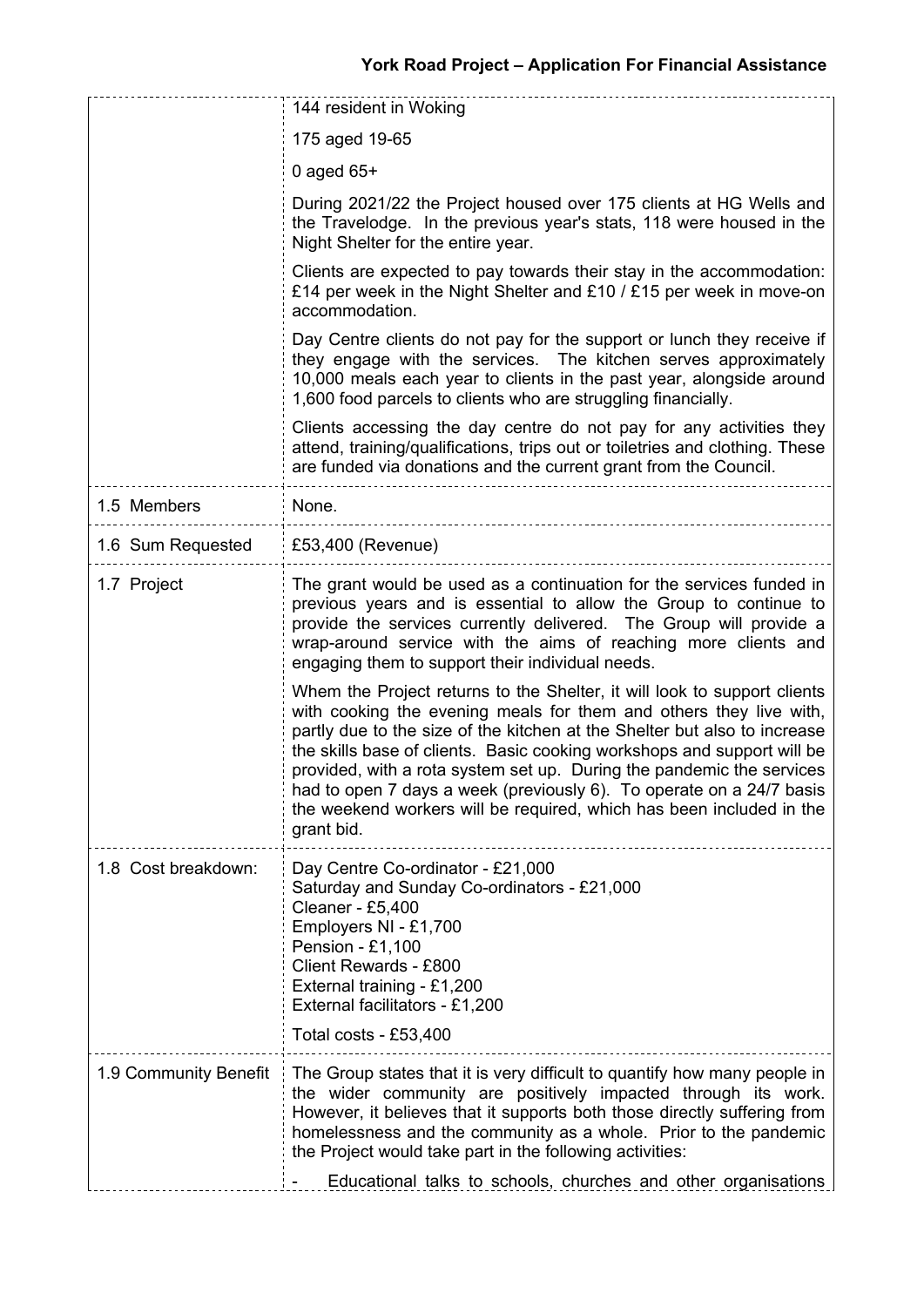| | |
|---|---|
| | 144 resident in Woking<br><br>175 aged 19-65<br><br>0 aged 65+<br><br>During 2021/22 the Project housed over 175 clients at HG Wells and the Travelodge. In the previous year's stats, 118 were housed in the Night Shelter for the entire year.<br><br>Clients are expected to pay towards their stay in the accommodation: £14 per week in the Night Shelter and £10 / £15 per week in move-on accommodation.<br><br>Day Centre clients do not pay for the support or lunch they receive if they engage with the services. The kitchen serves approximately 10,000 meals each year to clients in the past year, alongside around 1,600 food parcels to clients who are struggling financially.<br><br>Clients accessing the day centre do not pay for any activities they attend, training/qualifications, trips out or toiletries and clothing. These are funded via donations and the current grant from the Council. |
| 1.5 Members | None. |
| 1.6 Sum Requested | £53,400 (Revenue) |
| 1.7 Project | The grant would be used as a continuation for the services funded in previous years and is essential to allow the Group to continue to provide the services currently delivered. The Group will provide a wrap-around service with the aims of reaching more clients and engaging them to support their individual needs.<br><br>Whem the Project returns to the Shelter, it will look to support clients with cooking the evening meals for them and others they live with, partly due to the size of the kitchen at the Shelter but also to increase the skills base of clients. Basic cooking workshops and support will be provided, with a rota system set up. During the pandemic the services had to open 7 days a week (previously 6). To operate on a 24/7 basis the weekend workers will be required, which has been included in the grant bid. |
| 1.8 Cost breakdown: | Day Centre Co-ordinator - £21,000<br>Saturday and Sunday Co-ordinators - £21,000<br>Cleaner - £5,400<br>Employers NI - £1,700<br>Pension - £1,100<br>Client Rewards - £800<br>External training - £1,200<br>External facilitators - £1,200<br><br>Total costs - £53,400 |
| 1.9 Community Benefit | The Group states that it is very difficult to quantify how many people in the wider community are positively impacted through its work. However, it believes that it supports both those directly suffering from homelessness and the community as a whole. Prior to the pandemic the Project would take part in the following activities:<br><br>- Educational talks to schools, churches and other organisations |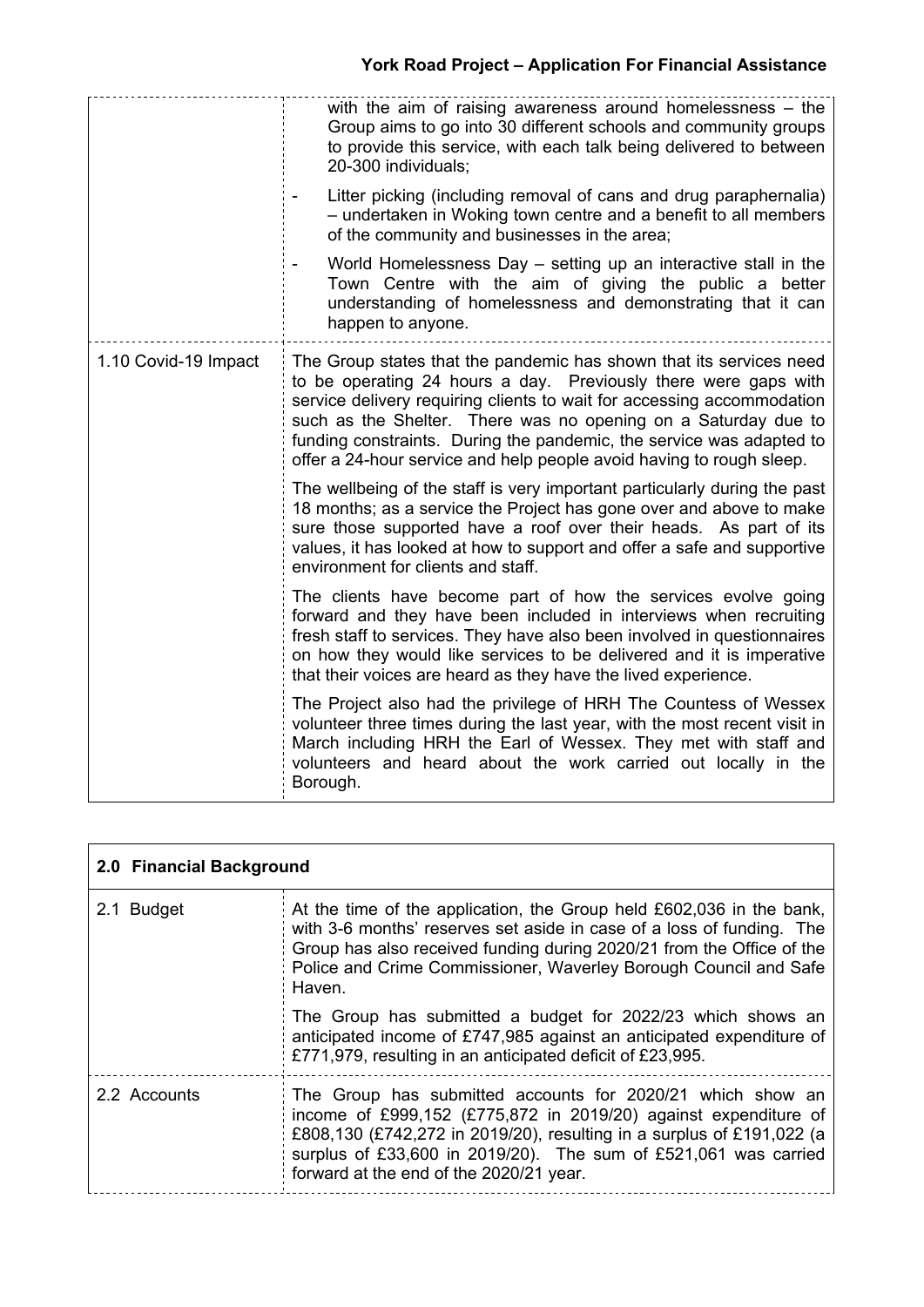| | |
|---|---|
| | with the aim of raising awareness around homelessness – the Group aims to go into 30 different schools and community groups to provide this service, with each talk being delivered to between 20-300 individuals;<br>- Litter picking (including removal of cans and drug paraphernalia) – undertaken in Woking town centre and a benefit to all members of the community and businesses in the area;<br>- World Homelessness Day – setting up an interactive stall in the Town Centre with the aim of giving the public a better understanding of homelessness and demonstrating that it can happen to anyone. |
| 1.10 Covid-19 Impact | The Group states that the pandemic has shown that its services need to be operating 24 hours a day. Previously there were gaps with service delivery requiring clients to wait for accessing accommodation such as the Shelter. There was no opening on a Saturday due to funding constraints. During the pandemic, the service was adapted to offer a 24-hour service and help people avoid having to rough sleep.<br><br>The wellbeing of the staff is very important particularly during the past 18 months; as a service the Project has gone over and above to make sure those supported have a roof over their heads. As part of its values, it has looked at how to support and offer a safe and supportive environment for clients and staff.<br><br>The clients have become part of how the services evolve going forward and they have been included in interviews when recruiting fresh staff to services. They have also been involved in questionnaires on how they would like services to be delivered and it is imperative that their voices are heard as they have the lived experience.<br><br>The Project also had the privilege of HRH The Countess of Wessex volunteer three times during the last year, with the most recent visit in March including HRH the Earl of Wessex. They met with staff and volunteers and heard about the work carried out locally in the Borough. |

| **2.0 Financial Background** | |
|---|---|
| 2.1 Budget | At the time of the application, the Group held £602,036 in the bank, with 3-6 months' reserves set aside in case of a loss of funding. The Group has also received funding during 2020/21 from the Office of the Police and Crime Commissioner, Waverley Borough Council and Safe Haven.<br><br>The Group has submitted a budget for 2022/23 which shows an anticipated income of £747,985 against an anticipated expenditure of £771,979, resulting in an anticipated deficit of £23,995. |
| 2.2 Accounts | The Group has submitted accounts for 2020/21 which show an income of £999,152 (£775,872 in 2019/20) against expenditure of £808,130 (£742,272 in 2019/20), resulting in a surplus of £191,022 (a surplus of £33,600 in 2019/20). The sum of £521,061 was carried forward at the end of the 2020/21 year. |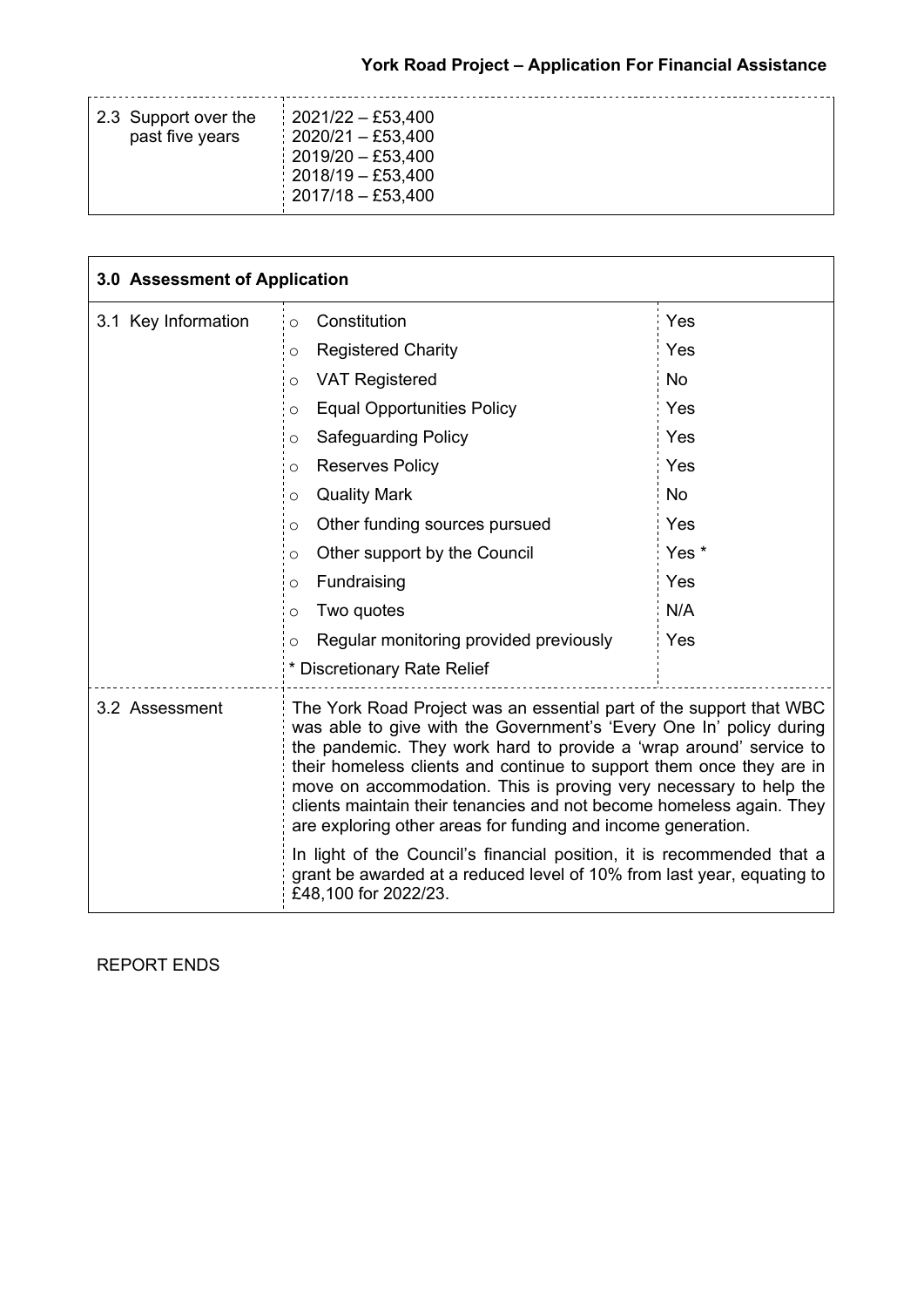| | |
|---|---|
| 2.3 Support over the past five years | 2021/22 – £53,400<br>2020/21 – £53,400<br>2019/20 – £53,400<br>2018/19 – £53,400<br>2017/18 – £53,400 |

| 3.0 Assessment of Application | | |
|---|---|---|
| 3.1 Key Information | ○ Constitution | Yes |
| | ○ Registered Charity | Yes |
| | ○ VAT Registered | No |
| | ○ Equal Opportunities Policy | Yes |
| | ○ Safeguarding Policy | Yes |
| | ○ Reserves Policy | Yes |
| | ○ Quality Mark | No |
| | ○ Other funding sources pursued | Yes |
| | ○ Other support by the Council | Yes * |
| | ○ Fundraising | Yes |
| | ○ Two quotes | N/A |
| | ○ Regular monitoring provided previously | Yes |
| | * Discretionary Rate Relief | |
| 3.2 Assessment | The York Road Project was an essential part of the support that WBC was able to give with the Government's 'Every One In' policy during the pandemic. They work hard to provide a 'wrap around' service to their homeless clients and continue to support them once they are in move on accommodation. This is proving very necessary to help the clients maintain their tenancies and not become homeless again. They are exploring other areas for funding and income generation.<br><br>In light of the Council's financial position, it is recommended that a grant be awarded at a reduced level of 10% from last year, equating to £48,100 for 2022/23. | |

REPORT ENDS